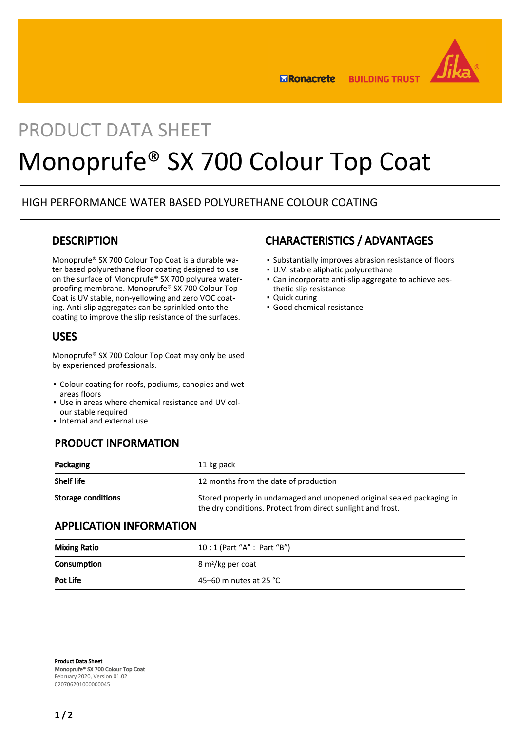PRODUCT DATA SHEET

# Monoprufe® SX 700 Colour Top Coat

HIGH PERFORMANCE WATER BASED POLYURETHANE COLOUR COATING

## DESCRIPTION

Monoprufe® SX 700 Colour Top Coat is a durable water based polyurethane floor coating designed to use on the surface of Monoprufe® SX 700 polyurea waterproofing membrane. Monoprufe® SX 700 Colour Top Coat is UV stable, non-yellowing and zero VOC coating. Anti-slip aggregates can be sprinkled onto the coating to improve the slip resistance of the surfaces.

## USES

Monoprufe® SX 700 Colour Top Coat may only be used by experienced professionals.

- Colour coating for roofs, podiums, canopies and wet areas floors
- Use in areas where chemical resistance and UV colour stable required
- Internal and external use

## CHARACTERISTICS / ADVANTAGES

- Substantially improves abrasion resistance of floors
- U.V. stable aliphatic polyurethane
- Can incorporate anti-slip aggregate to achieve aesthetic slip resistance
- Quick curing
- Good chemical resistance

## PRODUCT INFORMATION

| | |
|---|---|
| **Packaging** | 11 kg pack |
| **Shelf life** | 12 months from the date of production |
| **Storage conditions** | Stored properly in undamaged and unopened original sealed packaging in the dry conditions. Protect from direct sunlight and frost. |

## APPLICATION INFORMATION

| | |
|---|---|
| **Mixing Ratio** | 10 : 1 (Part "A" : Part "B") |
| **Consumption** | 8 $m^2$/kg per coat |
| **Pot Life** | 45–60 minutes at 25 °C |

**Product Data Sheet**
**Monoprufe® SX 700 Colour Top Coat**
February 2020, Version 01.02
020706201000000045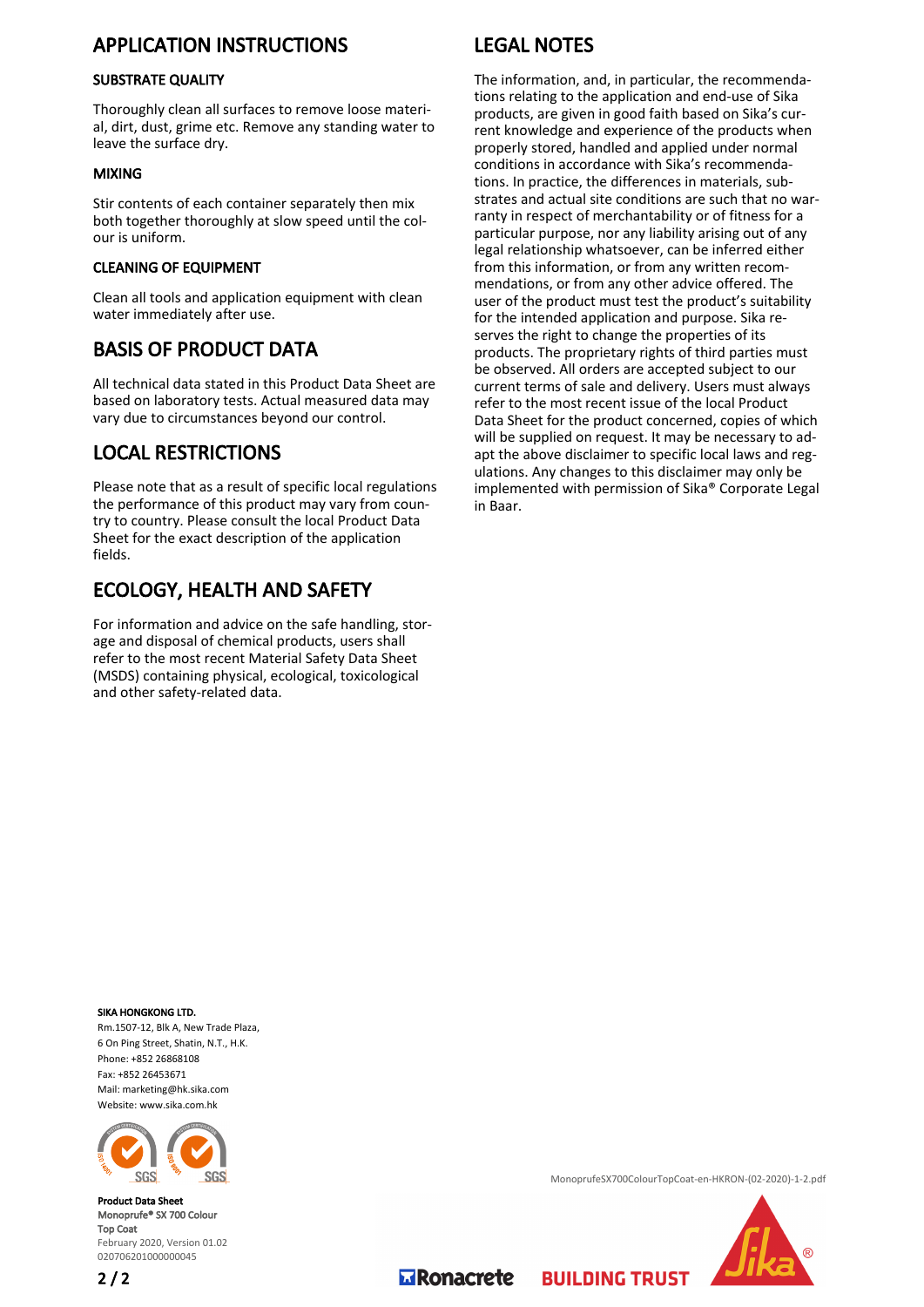# APPLICATION INSTRUCTIONS

### SUBSTRATE QUALITY

Thoroughly clean all surfaces to remove loose material, dirt, dust, grime etc. Remove any standing water to leave the surface dry.

### MIXING

Stir contents of each container separately then mix both together thoroughly at slow speed until the colour is uniform.

### CLEANING OF EQUIPMENT

Clean all tools and application equipment with clean water immediately after use.

# BASIS OF PRODUCT DATA

All technical data stated in this Product Data Sheet are based on laboratory tests. Actual measured data may vary due to circumstances beyond our control.

# LOCAL RESTRICTIONS

Please note that as a result of specific local regulations the performance of this product may vary from country to country. Please consult the local Product Data Sheet for the exact description of the application fields.

# ECOLOGY, HEALTH AND SAFETY

For information and advice on the safe handling, storage and disposal of chemical products, users shall refer to the most recent Material Safety Data Sheet (MSDS) containing physical, ecological, toxicological and other safety-related data.

# LEGAL NOTES

The information, and, in particular, the recommendations relating to the application and end-use of Sika products, are given in good faith based on Sika's current knowledge and experience of the products when properly stored, handled and applied under normal conditions in accordance with Sika's recommendations. In practice, the differences in materials, substrates and actual site conditions are such that no warranty in respect of merchantability or of fitness for a particular purpose, nor any liability arising out of any legal relationship whatsoever, can be inferred either from this information, or from any written recommendations, or from any other advice offered. The user of the product must test the product's suitability for the intended application and purpose. Sika reserves the right to change the properties of its products. The proprietary rights of third parties must be observed. All orders are accepted subject to our current terms of sale and delivery. Users must always refer to the most recent issue of the local Product Data Sheet for the product concerned, copies of which will be supplied on request. It may be necessary to adapt the above disclaimer to specific local laws and regulations. Any changes to this disclaimer may only be implemented with permission of Sika® Corporate Legal in Baar.

**SIKA HONGKONG LTD.**
Rm.1507-12, Blk A, New Trade Plaza,
6 On Ping Street, Shatin, N.T., H.K.
Phone: +852 26868108
Fax: +852 26453671
Mail: marketing@hk.sika.com
Website: www.sika.com.hk

**Product Data Sheet**
**Monoprufe® SX 700 Colour Top Coat**
February 2020, Version 01.02
020706201000000045

MonoprufeSX700ColourTopCoat-en-HKRON-(02-2020)-1-2.pdf